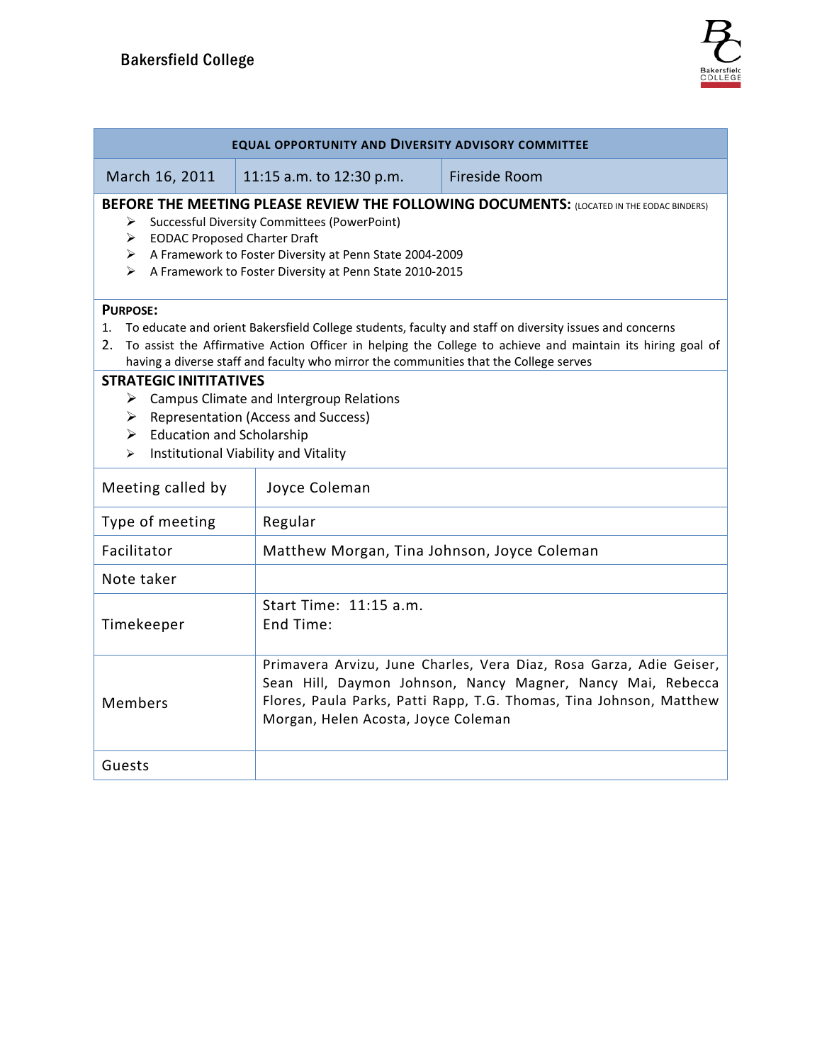# Bakersfield College

| EQUAL OPPORTUNITY AND DIVERSITY ADVISORY COMMITTEE | | |
|---|---|---|
| March 16, 2011 | 11:15 a.m. to 12:30 p.m. | Fireside Room |

**BEFORE THE MEETING PLEASE REVIEW THE FOLLOWING DOCUMENTS:** (LOCATED IN THE EODAC BINDERS)

- Successful Diversity Committees (PowerPoint)
- EODAC Proposed Charter Draft
- A Framework to Foster Diversity at Penn State 2004-2009
- A Framework to Foster Diversity at Penn State 2010-2015

**PURPOSE:**

1. To educate and orient Bakersfield College students, faculty and staff on diversity issues and concerns
2. To assist the Affirmative Action Officer in helping the College to achieve and maintain its hiring goal of having a diverse staff and faculty who mirror the communities that the College serves

**STRATEGIC INITITATIVES**

- Campus Climate and Intergroup Relations
- Representation (Access and Success)
- Education and Scholarship
- Institutional Viability and Vitality

| | |
|---|---|
| Meeting called by | Joyce Coleman |
| Type of meeting | Regular |
| Facilitator | Matthew Morgan, Tina Johnson, Joyce Coleman |
| Note taker | |
| Timekeeper | Start Time: 11:15 a.m.<br>End Time: |
| Members | Primavera Arvizu, June Charles, Vera Diaz, Rosa Garza, Adie Geiser, Sean Hill, Daymon Johnson, Nancy Magner, Nancy Mai, Rebecca Flores, Paula Parks, Patti Rapp, T.G. Thomas, Tina Johnson, Matthew Morgan, Helen Acosta, Joyce Coleman |
| Guests | |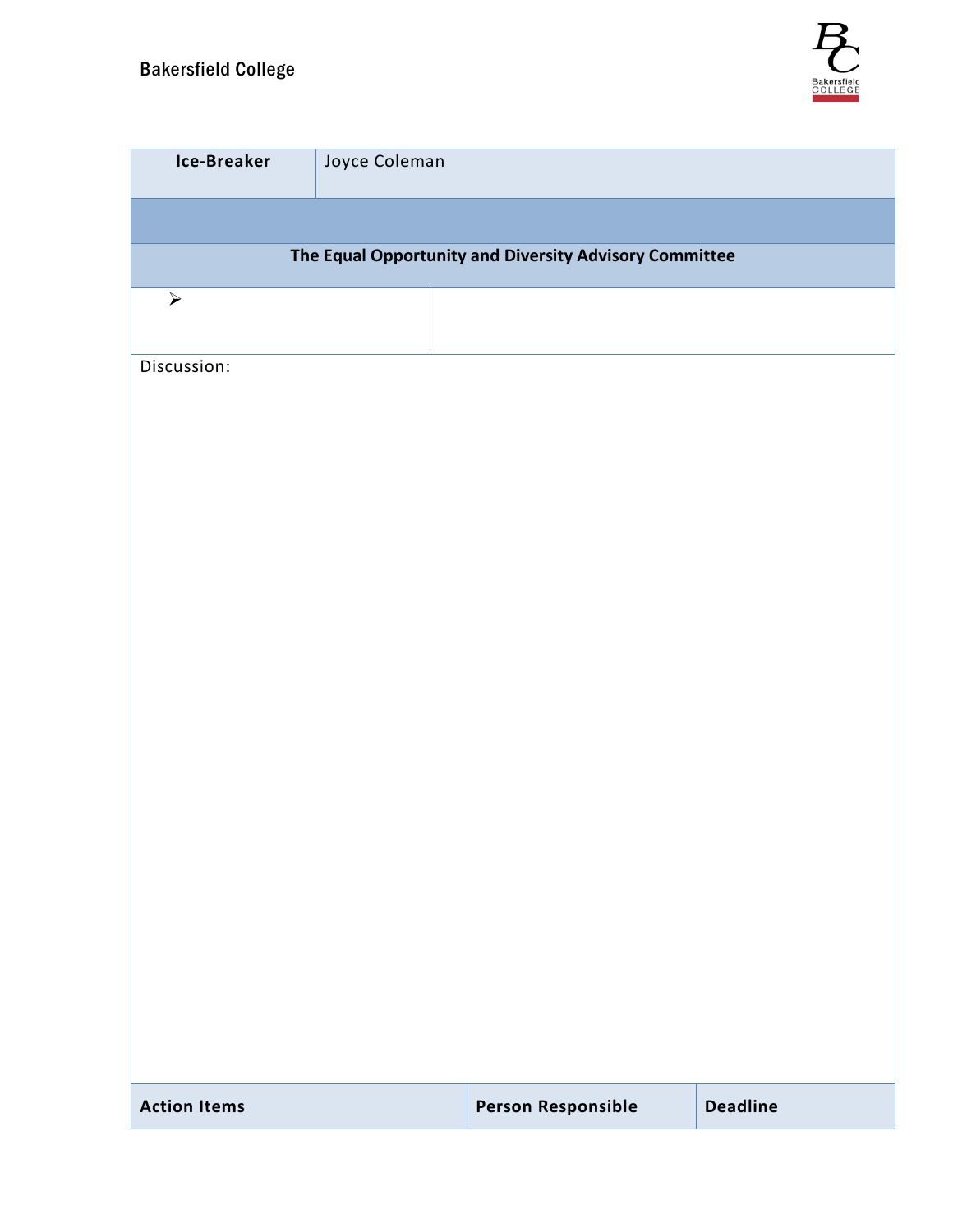| **Ice-Breaker** | Joyce Coleman |
|---|---|

**The Equal Opportunity and Diversity Advisory Committee**

| ➢ | |
|---|---|

Discussion:

| **Action Items** | **Person Responsible** | **Deadline** |
|---|---|---|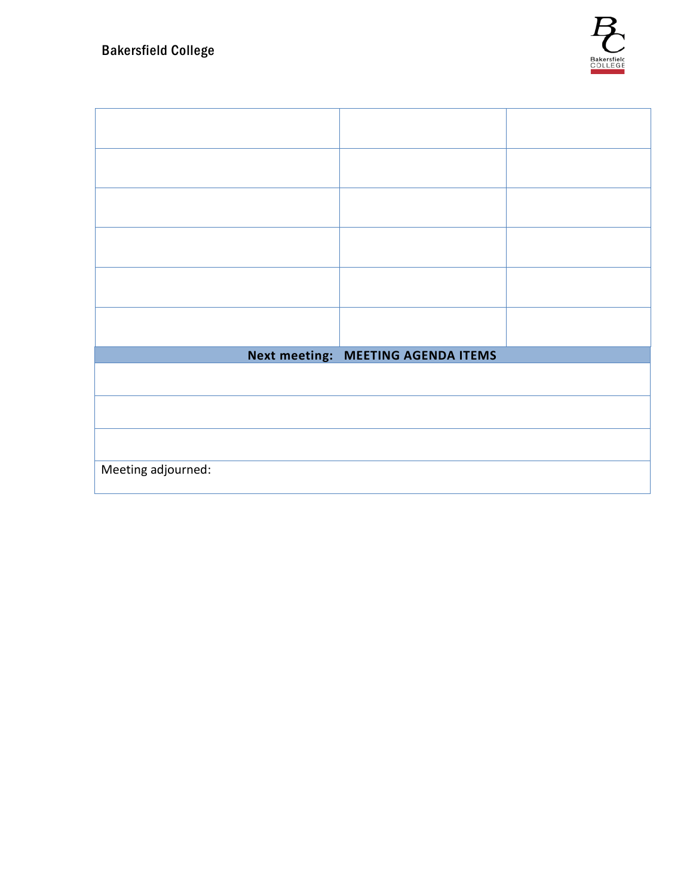| | | |
|---|---|---|
| | | |
| | | |
| | | |
| | | |
| | | |
| | | |

| **Next meeting: MEETING AGENDA ITEMS** |
|---|
| |
| |
| |
| Meeting adjourned: |